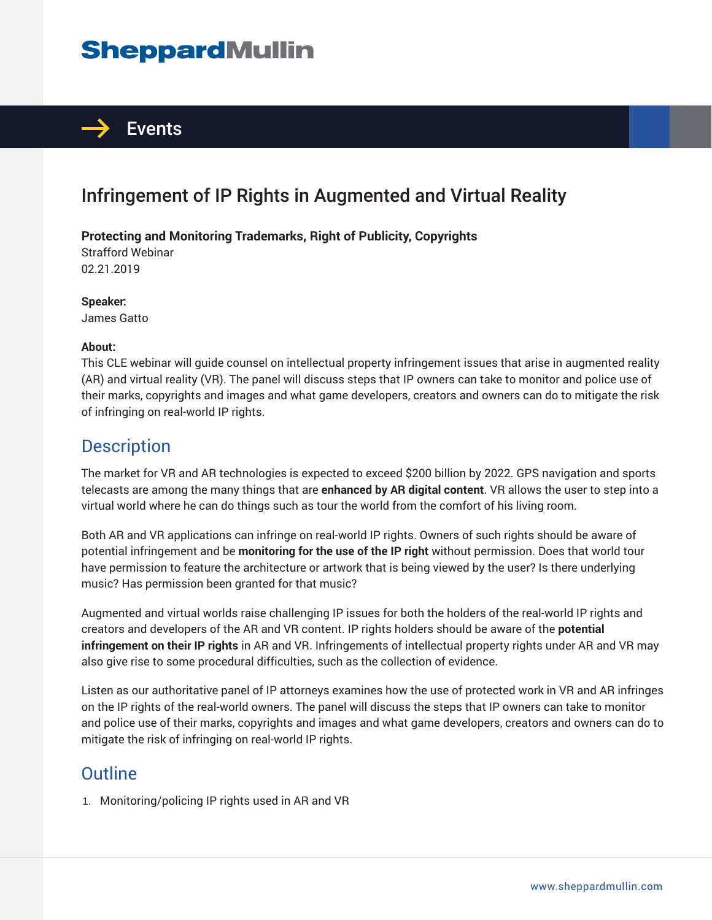SheppardMullin

Events

# Infringement of IP Rights in Augmented and Virtual Reality

**Protecting and Monitoring Trademarks, Right of Publicity, Copyrights**
Strafford Webinar
02.21.2019

**Speaker:**
James Gatto

**About:**
This CLE webinar will guide counsel on intellectual property infringement issues that arise in augmented reality (AR) and virtual reality (VR). The panel will discuss steps that IP owners can take to monitor and police use of their marks, copyrights and images and what game developers, creators and owners can do to mitigate the risk of infringing on real-world IP rights.

## Description

The market for VR and AR technologies is expected to exceed $200 billion by 2022. GPS navigation and sports telecasts are among the many things that are **enhanced by AR digital content**. VR allows the user to step into a virtual world where he can do things such as tour the world from the comfort of his living room.

Both AR and VR applications can infringe on real-world IP rights. Owners of such rights should be aware of potential infringement and be **monitoring for the use of the IP right** without permission. Does that world tour have permission to feature the architecture or artwork that is being viewed by the user? Is there underlying music? Has permission been granted for that music?

Augmented and virtual worlds raise challenging IP issues for both the holders of the real-world IP rights and creators and developers of the AR and VR content. IP rights holders should be aware of the **potential infringement on their IP rights** in AR and VR. Infringements of intellectual property rights under AR and VR may also give rise to some procedural difficulties, such as the collection of evidence.

Listen as our authoritative panel of IP attorneys examines how the use of protected work in VR and AR infringes on the IP rights of the real-world owners. The panel will discuss the steps that IP owners can take to monitor and police use of their marks, copyrights and images and what game developers, creators and owners can do to mitigate the risk of infringing on real-world IP rights.

## Outline

1. Monitoring/policing IP rights used in AR and VR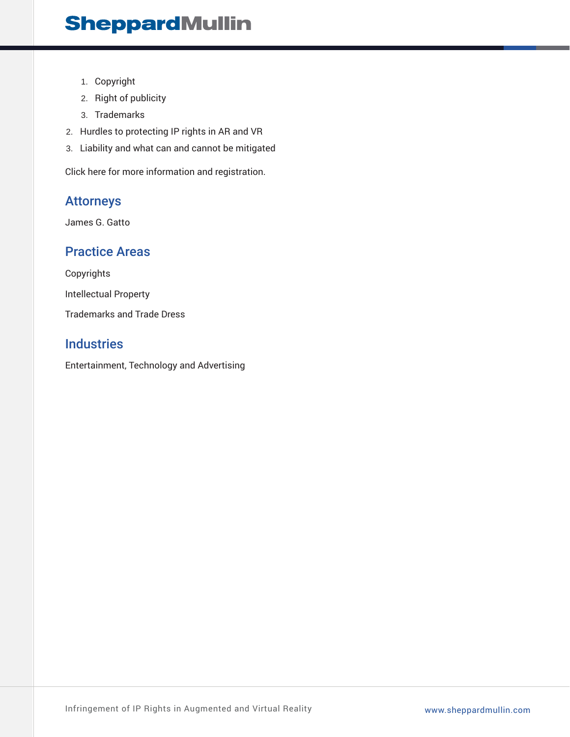1. Copyright
2. Right of publicity
3. Trademarks

2. Hurdles to protecting IP rights in AR and VR
3. Liability and what can and cannot be mitigated

Click here for more information and registration.

## Attorneys

James G. Gatto

## Practice Areas

Copyrights

Intellectual Property

Trademarks and Trade Dress

## Industries

Entertainment, Technology and Advertising